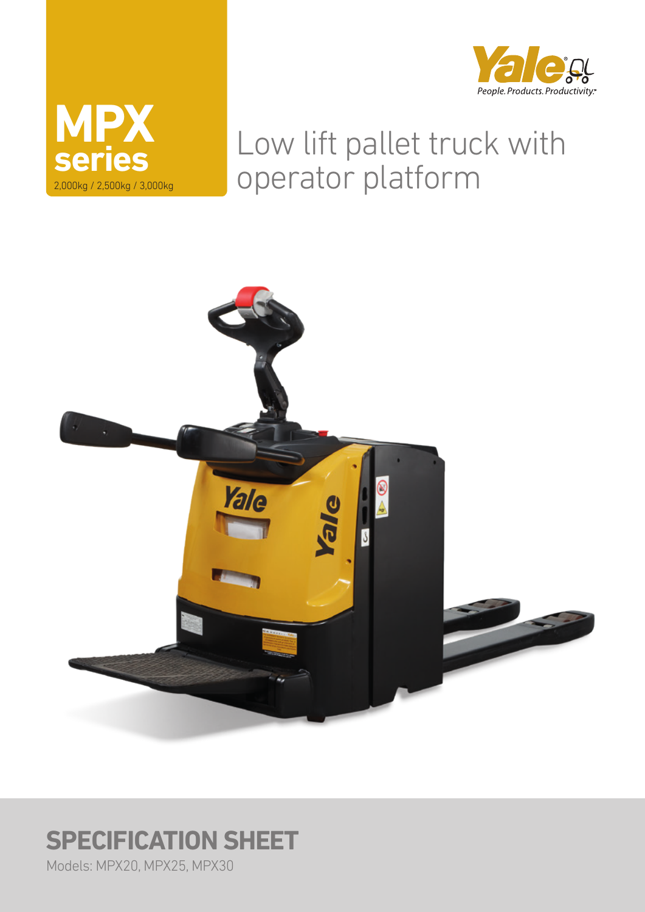# MPX series

2,000kg / 2,500kg / 3,000kg

Yale People. Products. Productivity.

## Low lift pallet truck with operator platform

## SPECIFICATION SHEET

Models: MPX20, MPX25, MPX30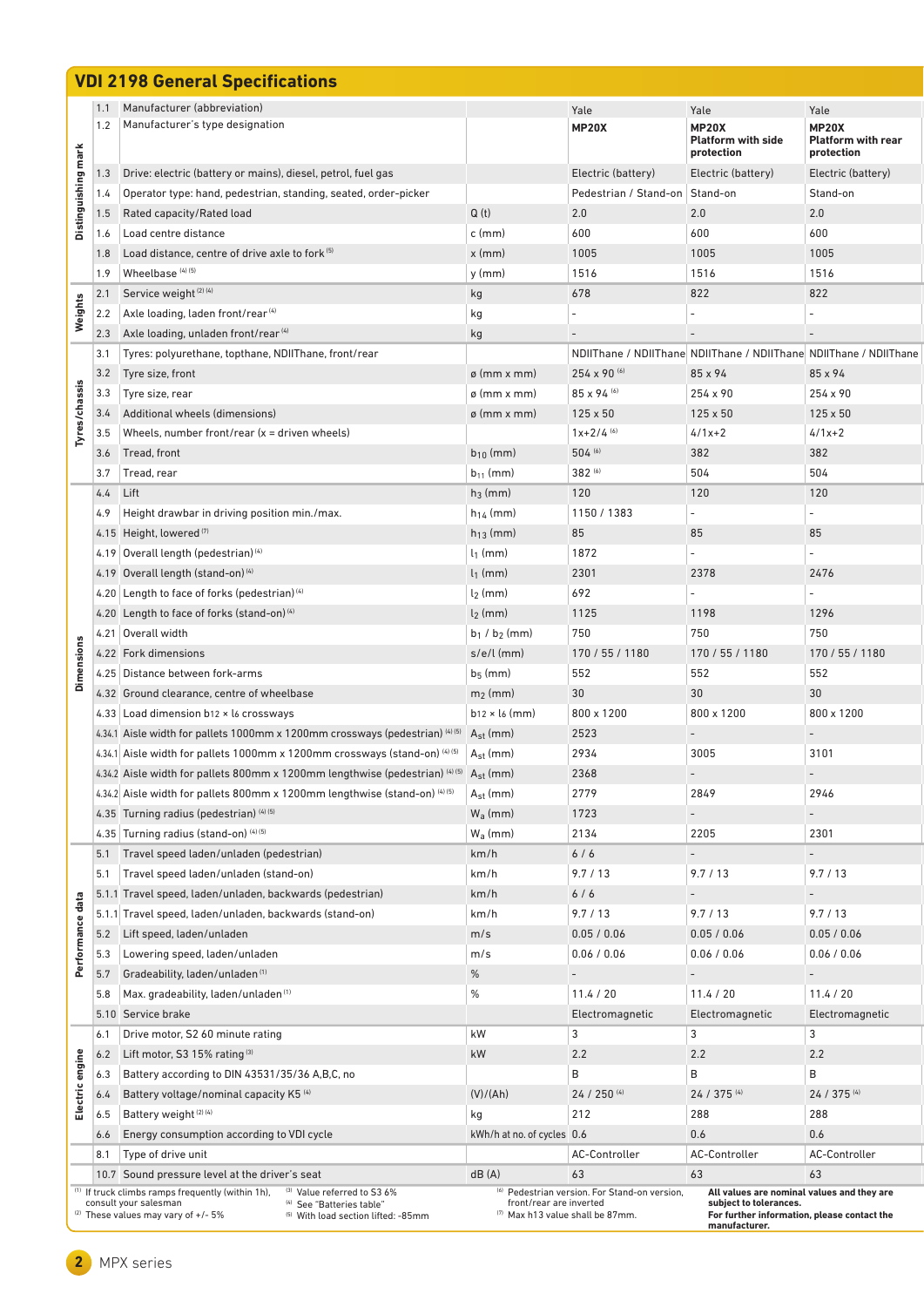## VDI 2198 General Specifications

| Section | No. | Description | Unit | MP20X | MP20X Platform with side protection | MP20X Platform with rear protection |
|---|---|---|---|---|---|---|
| Distinguishing mark | 1.1 | Manufacturer (abbreviation) | | Yale | Yale | Yale |
| | 1.2 | Manufacturer's type designation | | **MP20X** | **MP20X Platform with side protection** | **MP20X Platform with rear protection** |
| | 1.3 | Drive: electric (battery or mains), diesel, petrol, fuel gas | | Electric (battery) | Electric (battery) | Electric (battery) |
| | 1.4 | Operator type: hand, pedestrian, standing, seated, order-picker | | Pedestrian / Stand-on | Stand-on | Stand-on |
| | 1.5 | Rated capacity/Rated load | Q (t) | 2.0 | 2.0 | 2.0 |
| | 1.6 | Load centre distance | c (mm) | 600 | 600 | 600 |
| | 1.8 | Load distance, centre of drive axle to fork [5] | x (mm) | 1005 | 1005 | 1005 |
| | 1.9 | Wheelbase [4] [5] | y (mm) | 1516 | 1516 | 1516 |
| Weights | 2.1 | Service weight [2] [4] | kg | 678 | 822 | 822 |
| | 2.2 | Axle loading, laden front/rear [4] | kg | - | - | - |
| | 2.3 | Axle loading, unladen front/rear [4] | kg | - | - | - |
| Tyres/chassis | 3.1 | Tyres: polyurethane, topthane, NDIIThane, front/rear | | NDIIThane / NDIIThane | NDIIThane / NDIIThane | NDIIThane / NDIIThane |
| | 3.2 | Tyre size, front | ø (mm x mm) | 254 x 90 [6] | 85 x 94 | 85 x 94 |
| | 3.3 | Tyre size, rear | ø (mm x mm) | 85 x 94 [6] | 254 x 90 | 254 x 90 |
| | 3.4 | Additional wheels (dimensions) | ø (mm x mm) | 125 x 50 | 125 x 50 | 125 x 50 |
| | 3.5 | Wheels, number front/rear (x = driven wheels) | | 1x+2/4 [6] | 4/1x+2 | 4/1x+2 |
| | 3.6 | Tread, front | $b_{10}$ (mm) | 504 [6] | 382 | 382 |
| | 3.7 | Tread, rear | $b_{11}$ (mm) | 382 [6] | 504 | 504 |
| Dimensions | 4.4 | Lift | $h_3$ (mm) | 120 | 120 | 120 |
| | 4.9 | Height drawbar in driving position min./max. | $h_{14}$ (mm) | 1150 / 1383 | - | - |
| | 4.15 | Height, lowered [7] | $h_{13}$ (mm) | 85 | 85 | 85 |
| | 4.19 | Overall length (pedestrian) [4] | $l_1$ (mm) | 1872 | - | - |
| | 4.19 | Overall length (stand-on) [4] | $l_1$ (mm) | 2301 | 2378 | 2476 |
| | 4.20 | Length to face of forks (pedestrian) [4] | $l_2$ (mm) | 692 | - | - |
| | 4.20 | Length to face of forks (stand-on) [4] | $l_2$ (mm) | 1125 | 1198 | 1296 |
| | 4.21 | Overall width | $b_1$ / $b_2$ (mm) | 750 | 750 | 750 |
| | 4.22 | Fork dimensions | s/e/l (mm) | 170 / 55 / 1180 | 170 / 55 / 1180 | 170 / 55 / 1180 |
| | 4.25 | Distance between fork-arms | $b_5$ (mm) | 552 | 552 | 552 |
| | 4.32 | Ground clearance, centre of wheelbase | $m_2$ (mm) | 30 | 30 | 30 |
| | 4.33 | Load dimension $b_{12} \times l_6$ crossways | $b_{12} \times l_6$ (mm) | 800 x 1200 | 800 x 1200 | 800 x 1200 |
| | 4.34.1 | Aisle width for pallets 1000mm x 1200mm crossways (pedestrian) [4] [5] | $A_{st}$ (mm) | 2523 | - | - |
| | 4.34.1 | Aisle width for pallets 1000mm x 1200mm crossways (stand-on) [4] [5] | $A_{st}$ (mm) | 2934 | 3005 | 3101 |
| | 4.34.2 | Aisle width for pallets 800mm x 1200mm lengthwise (pedestrian) [4] [5] | $A_{st}$ (mm) | 2368 | - | - |
| | 4.34.2 | Aisle width for pallets 800mm x 1200mm lengthwise (stand-on) [4] [5] | $A_{st}$ (mm) | 2779 | 2849 | 2946 |
| | 4.35 | Turning radius (pedestrian) [4] [5] | $W_a$ (mm) | 1723 | - | - |
| | 4.35 | Turning radius (stand-on) [4] [5] | $W_a$ (mm) | 2134 | 2205 | 2301 |
| Performance data | 5.1 | Travel speed laden/unladen (pedestrian) | km/h | 6 / 6 | - | - |
| | 5.1 | Travel speed laden/unladen (stand-on) | km/h | 9.7 / 13 | 9.7 / 13 | 9.7 / 13 |
| | 5.1.1 | Travel speed, laden/unladen, backwards (pedestrian) | km/h | 6 / 6 | - | - |
| | 5.1.1 | Travel speed, laden/unladen, backwards (stand-on) | km/h | 9.7 / 13 | 9.7 / 13 | 9.7 / 13 |
| | 5.2 | Lift speed, laden/unladen | m/s | 0.05 / 0.06 | 0.05 / 0.06 | 0.05 / 0.06 |
| | 5.3 | Lowering speed, laden/unladen | m/s | 0.06 / 0.06 | 0.06 / 0.06 | 0.06 / 0.06 |
| | 5.7 | Gradeability, laden/unladen [1] | % | - | - | - |
| | 5.8 | Max. gradeability, laden/unladen [1] | % | 11.4 / 20 | 11.4 / 20 | 11.4 / 20 |
| | 5.10 | Service brake | | Electromagnetic | Electromagnetic | Electromagnetic |
| Electric engine | 6.1 | Drive motor, S2 60 minute rating | kW | 3 | 3 | 3 |
| | 6.2 | Lift motor, S3 15% rating [3] | kW | 2.2 | 2.2 | 2.2 |
| | 6.3 | Battery according to DIN 43531/35/36 A,B,C, no | | B | B | B |
| | 6.4 | Battery voltage/nominal capacity K5 [4] | (V)/(Ah) | 24 / 250 [4] | 24 / 375 [4] | 24 / 375 [4] |
| | 6.5 | Battery weight [2] [4] | kg | 212 | 288 | 288 |
| | 6.6 | Energy consumption according to VDI cycle | kWh/h at no. of cycles | 0.6 | 0.6 | 0.6 |
| | 8.1 | Type of drive unit | | AC-Controller | AC-Controller | AC-Controller |
| | 10.7 | Sound pressure level at the driver's seat | dB (A) | 63 | 63 | 63 |

[1] If truck climbs ramps frequently (within 1h), consult your salesman
[2] These values may vary of +/- 5%
[3] Value referred to S3 6%
[4] See "Batteries table"
[5] With load section lifted: -85mm
[6] Pedestrian version. For Stand-on version, front/rear are inverted
[7] Max h13 value shall be 87mm.

**All values are nominal values and they are subject to tolerances.**
**For further information, please contact the manufacturer.**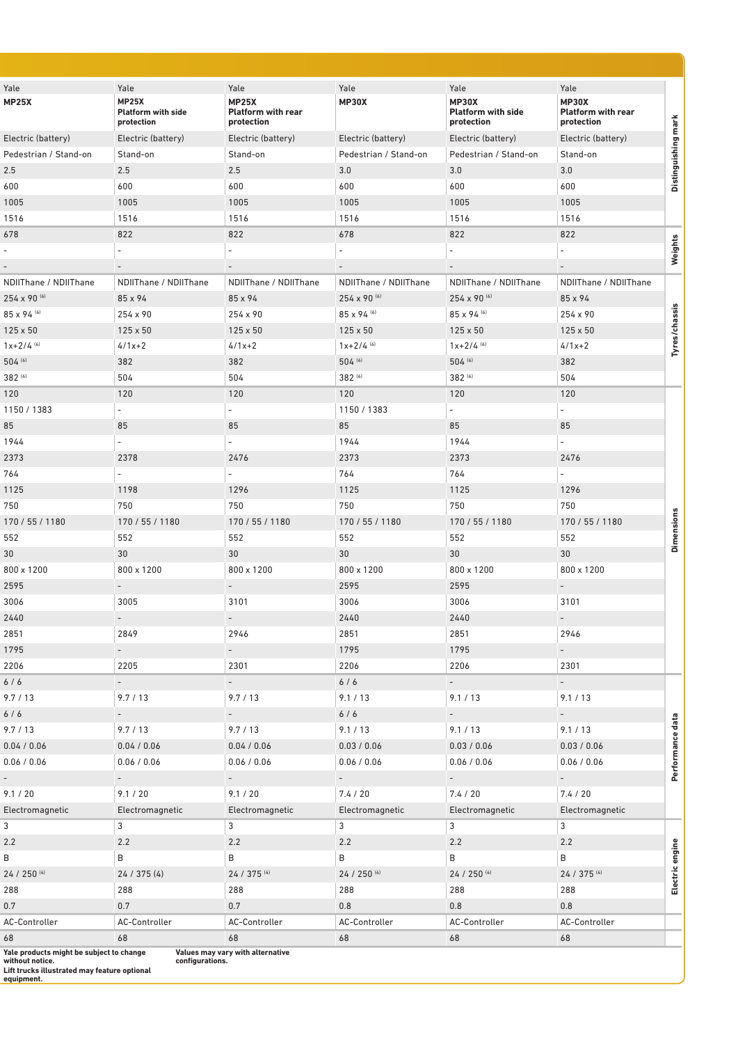| Yale MP25X | Yale MP25X Platform with side protection | Yale MP25X Platform with rear protection | Yale MP30X | Yale MP30X Platform with side protection | Yale MP30X Platform with rear protection | |
|---|---|---|---|---|---|---|
| Electric (battery) | Electric (battery) | Electric (battery) | Electric (battery) | Electric (battery) | Electric (battery) | Distinguishing mark |
| Pedestrian / Stand-on | Stand-on | Stand-on | Pedestrian / Stand-on | Pedestrian / Stand-on | Stand-on | |
| 2.5 | 2.5 | 2.5 | 3.0 | 3.0 | 3.0 | |
| 600 | 600 | 600 | 600 | 600 | 600 | |
| 1005 | 1005 | 1005 | 1005 | 1005 | 1005 | |
| 1516 | 1516 | 1516 | 1516 | 1516 | 1516 | |
| 678 | 822 | 822 | 678 | 822 | 822 | Weights |
| - | - | - | - | - | - | |
| - | - | - | - | - | - | |
| NDIIThane / NDIIThane | NDIIThane / NDIIThane | NDIIThane / NDIIThane | NDIIThane / NDIIThane | NDIIThane / NDIIThane | NDIIThane / NDIIThane | Tyres/chassis |
| 254 x 90 (6) | 85 x 94 | 85 x 94 | 254 x 90 (6) | 254 x 90 (6) | 85 x 94 | |
| 85 x 94 (6) | 254 x 90 | 254 x 90 | 85 x 94 (6) | 85 x 94 (6) | 254 x 90 | |
| 125 x 50 | 125 x 50 | 125 x 50 | 125 x 50 | 125 x 50 | 125 x 50 | |
| 1x+2/4 (6) | 4/1x+2 | 4/1x+2 | 1x+2/4 (6) | 1x+2/4 (6) | 4/1x+2 | |
| 504 (6) | 382 | 382 | 504 (6) | 504 (6) | 382 | |
| 382 (6) | 504 | 504 | 382 (6) | 382 (6) | 504 | |
| 120 | 120 | 120 | 120 | 120 | 120 | Dimensions |
| 1150 / 1383 | - | - | 1150 / 1383 | - | - | |
| 85 | 85 | 85 | 85 | 85 | 85 | |
| 1944 | - | - | 1944 | 1944 | - | |
| 2373 | 2378 | 2476 | 2373 | 2373 | 2476 | |
| 764 | - | - | 764 | 764 | - | |
| 1125 | 1198 | 1296 | 1125 | 1125 | 1296 | |
| 750 | 750 | 750 | 750 | 750 | 750 | |
| 170 / 55 / 1180 | 170 / 55 / 1180 | 170 / 55 / 1180 | 170 / 55 / 1180 | 170 / 55 / 1180 | 170 / 55 / 1180 | |
| 552 | 552 | 552 | 552 | 552 | 552 | |
| 30 | 30 | 30 | 30 | 30 | 30 | |
| 800 x 1200 | 800 x 1200 | 800 x 1200 | 800 x 1200 | 800 x 1200 | 800 x 1200 | |
| 2595 | - | - | 2595 | 2595 | - | |
| 3006 | 3005 | 3101 | 3006 | 3006 | 3101 | |
| 2440 | - | - | 2440 | 2440 | - | |
| 2851 | 2849 | 2946 | 2851 | 2851 | 2946 | |
| 1795 | - | - | 1795 | 1795 | - | |
| 2206 | 2205 | 2301 | 2206 | 2206 | 2301 | |
| 6 / 6 | - | - | 6 / 6 | - | - | Performance data |
| 9.7 / 13 | 9.7 / 13 | 9.7 / 13 | 9.1 / 13 | 9.1 / 13 | 9.1 / 13 | |
| 6 / 6 | - | - | 6 / 6 | - | - | |
| 9.7 / 13 | 9.7 / 13 | 9.7 / 13 | 9.1 / 13 | 9.1 / 13 | 9.1 / 13 | |
| 0.04 / 0.06 | 0.04 / 0.06 | 0.04 / 0.06 | 0.03 / 0.06 | 0.03 / 0.06 | 0.03 / 0.06 | |
| 0.06 / 0.06 | 0.06 / 0.06 | 0.06 / 0.06 | 0.06 / 0.06 | 0.06 / 0.06 | 0.06 / 0.06 | |
| - | - | - | - | - | - | |
| 9.1 / 20 | 9.1 / 20 | 9.1 / 20 | 7.4 / 20 | 7.4 / 20 | 7.4 / 20 | |
| Electromagnetic | Electromagnetic | Electromagnetic | Electromagnetic | Electromagnetic | Electromagnetic | |
| 3 | 3 | 3 | 3 | 3 | 3 | Electric engine |
| 2.2 | 2.2 | 2.2 | 2.2 | 2.2 | 2.2 | |
| B | B | B | B | B | B | |
| 24 / 250 (4) | 24 / 375 (4) | 24 / 375 (4) | 24 / 250 (4) | 24 / 250 (4) | 24 / 375 (4) | |
| 288 | 288 | 288 | 288 | 288 | 288 | |
| 0.7 | 0.7 | 0.7 | 0.8 | 0.8 | 0.8 | |
| AC-Controller | AC-Controller | AC-Controller | AC-Controller | AC-Controller | AC-Controller | |
| 68 | 68 | 68 | 68 | 68 | 68 | |

**Yale products might be subject to change without notice.**
**Lift trucks illustrated may feature optional equipment.**

**Values may vary with alternative configurations.**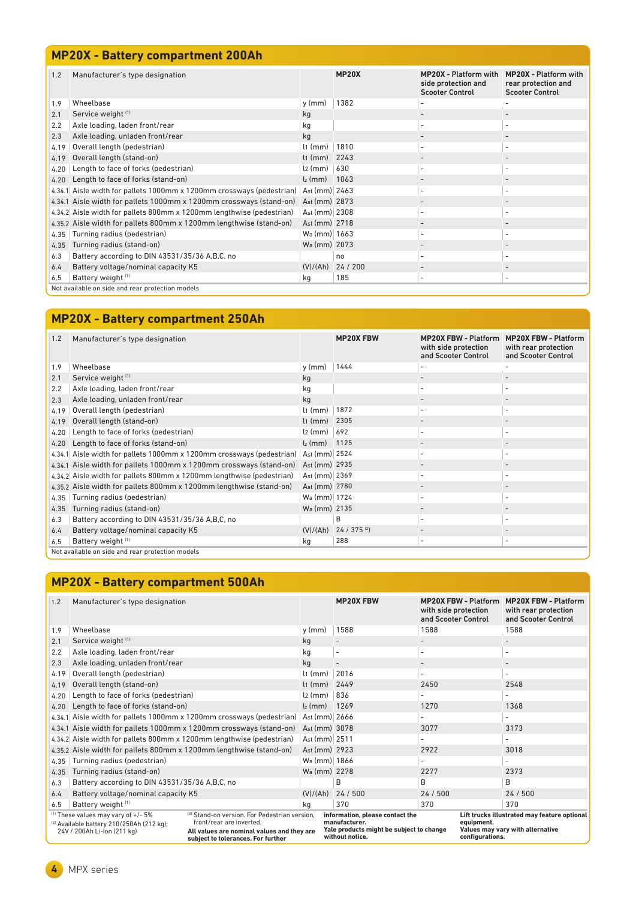## MP20X - Battery compartment 200Ah

| 1.2 | Manufacturer's type designation | | MP20X | MP20X - Platform with side protection and Scooter Control | MP20X - Platform with rear protection and Scooter Control |
|---|---|---|---|---|---|
| 1.9 | Wheelbase | y (mm) | 1382 | - | - |
| 2.1 | Service weight [1] | kg | | - | - |
| 2.2 | Axle loading, laden front/rear | kg | | - | - |
| 2.3 | Axle loading, unladen front/rear | kg | | - | - |
| 4.19 | Overall length (pedestrian) | $l_1$ (mm) | 1810 | - | - |
| 4.19 | Overall length (stand-on) | $l_1$ (mm) | 2243 | - | - |
| 4.20 | Length to face of forks (pedestrian) | $l_2$ (mm) | 630 | - | - |
| 4.20 | Length to face of forks (stand-on) | $l_2$ (mm) | 1063 | - | - |
| 4.34.1 | Aisle width for pallets 1000mm x 1200mm crossways (pedestrian) | Ast (mm) | 2463 | - | - |
| 4.34.1 | Aisle width for pallets 1000mm x 1200mm crossways (stand-on) | Ast (mm) | 2873 | - | - |
| 4.34.2 | Aisle width for pallets 800mm x 1200mm lengthwise (pedestrian) | Ast (mm) | 2308 | - | - |
| 4.35.2 | Aisle width for pallets 800mm x 1200mm lengthwise (stand-on) | Ast (mm) | 2718 | - | - |
| 4.35 | Turning radius (pedestrian) | Wa (mm) | 1663 | - | - |
| 4.35 | Turning radius (stand-on) | Wa (mm) | 2073 | - | - |
| 6.3 | Battery according to DIN 43531/35/36 A,B,C, no | | no | - | - |
| 6.4 | Battery voltage/nominal capacity K5 | (V)/(Ah) | 24 / 200 | - | - |
| 6.5 | Battery weight [1] | kg | 185 | - | - |

Not available on side and rear protection models

## MP20X - Battery compartment 250Ah

| 1.2 | Manufacturer's type designation | | MP20X FBW | MP20X FBW - Platform with side protection and Scooter Control | MP20X FBW - Platform with rear protection and Scooter Control |
|---|---|---|---|---|---|
| 1.9 | Wheelbase | y (mm) | 1444 | - | - |
| 2.1 | Service weight [1] | kg | | - | - |
| 2.2 | Axle loading, laden front/rear | kg | | - | - |
| 2.3 | Axle loading, unladen front/rear | kg | | - | - |
| 4.19 | Overall length (pedestrian) | $l_1$ (mm) | 1872 | - | - |
| 4.19 | Overall length (stand-on) | $l_1$ (mm) | 2305 | - | - |
| 4.20 | Length to face of forks (pedestrian) | $l_2$ (mm) | 692 | - | - |
| 4.20 | Length to face of forks (stand-on) | $l_2$ (mm) | 1125 | - | - |
| 4.34.1 | Aisle width for pallets 1000mm x 1200mm crossways (pedestrian) | Ast (mm) | 2524 | - | - |
| 4.34.1 | Aisle width for pallets 1000mm x 1200mm crossways (stand-on) | Ast (mm) | 2935 | - | - |
| 4.34.2 | Aisle width for pallets 800mm x 1200mm lengthwise (pedestrian) | Ast (mm) | 2369 | - | - |
| 4.35.2 | Aisle width for pallets 800mm x 1200mm lengthwise (stand-on) | Ast (mm) | 2780 | - | - |
| 4.35 | Turning radius (pedestrian) | Wa (mm) | 1724 | - | - |
| 4.35 | Turning radius (stand-on) | Wa (mm) | 2135 | - | - |
| 6.3 | Battery according to DIN 43531/35/36 A,B,C, no | | B | - | - |
| 6.4 | Battery voltage/nominal capacity K5 | (V)/(Ah) | 24 / 375 [2] | - | - |
| 6.5 | Battery weight [1] | kg | 288 | - | - |

Not available on side and rear protection models

## MP20X - Battery compartment 500Ah

| 1.2 | Manufacturer's type designation | | MP20X FBW | MP20X FBW - Platform with side protection and Scooter Control | MP20X FBW - Platform with rear protection and Scooter Control |
|---|---|---|---|---|---|
| 1.9 | Wheelbase | y (mm) | 1588 | 1588 | 1588 |
| 2.1 | Service weight [1] | kg | - | - | - |
| 2.2 | Axle loading, laden front/rear | kg | - | - | - |
| 2.3 | Axle loading, unladen front/rear | kg | - | - | - |
| 4.19 | Overall length (pedestrian) | $l_1$ (mm) | 2016 | - | - |
| 4.19 | Overall length (stand-on) | $l_1$ (mm) | 2449 | 2450 | 2548 |
| 4.20 | Length to face of forks (pedestrian) | $l_2$ (mm) | 836 | - | - |
| 4.20 | Length to face of forks (stand-on) | $l_2$ (mm) | 1269 | 1270 | 1368 |
| 4.34.1 | Aisle width for pallets 1000mm x 1200mm crossways (pedestrian) | Ast (mm) | 2666 | - | - |
| 4.34.1 | Aisle width for pallets 1000mm x 1200mm crossways (stand-on) | Ast (mm) | 3078 | 3077 | 3173 |
| 4.34.2 | Aisle width for pallets 800mm x 1200mm lengthwise (pedestrian) | Ast (mm) | 2511 | - | - |
| 4.35.2 | Aisle width for pallets 800mm x 1200mm lengthwise (stand-on) | Ast (mm) | 2923 | 2922 | 3018 |
| 4.35 | Turning radius (pedestrian) | Wa (mm) | 1866 | - | - |
| 4.35 | Turning radius (stand-on) | Wa (mm) | 2278 | 2277 | 2373 |
| 6.3 | Battery according to DIN 43531/35/36 A,B,C, no | | B | B | B |
| 6.4 | Battery voltage/nominal capacity K5 | (V)/(Ah) | 24 / 500 | 24 / 500 | 24 / 500 |
| 6.5 | Battery weight [1] | kg | 370 | 370 | 370 |

[1] These values may vary of +/- 5%
[2] Available battery 210/250Ah (212 kg); 24V / 200Ah Li-Ion (211 kg)

[3] Stand-on version. For Pedestrian version, front/rear are inverted.

**All values are nominal values and they are subject to tolerances. For further information, please contact the manufacturer.**

**Yale products might be subject to change without notice.**

**Lift trucks illustrated may feature optional equipment.**

**Values may vary with alternative configurations.**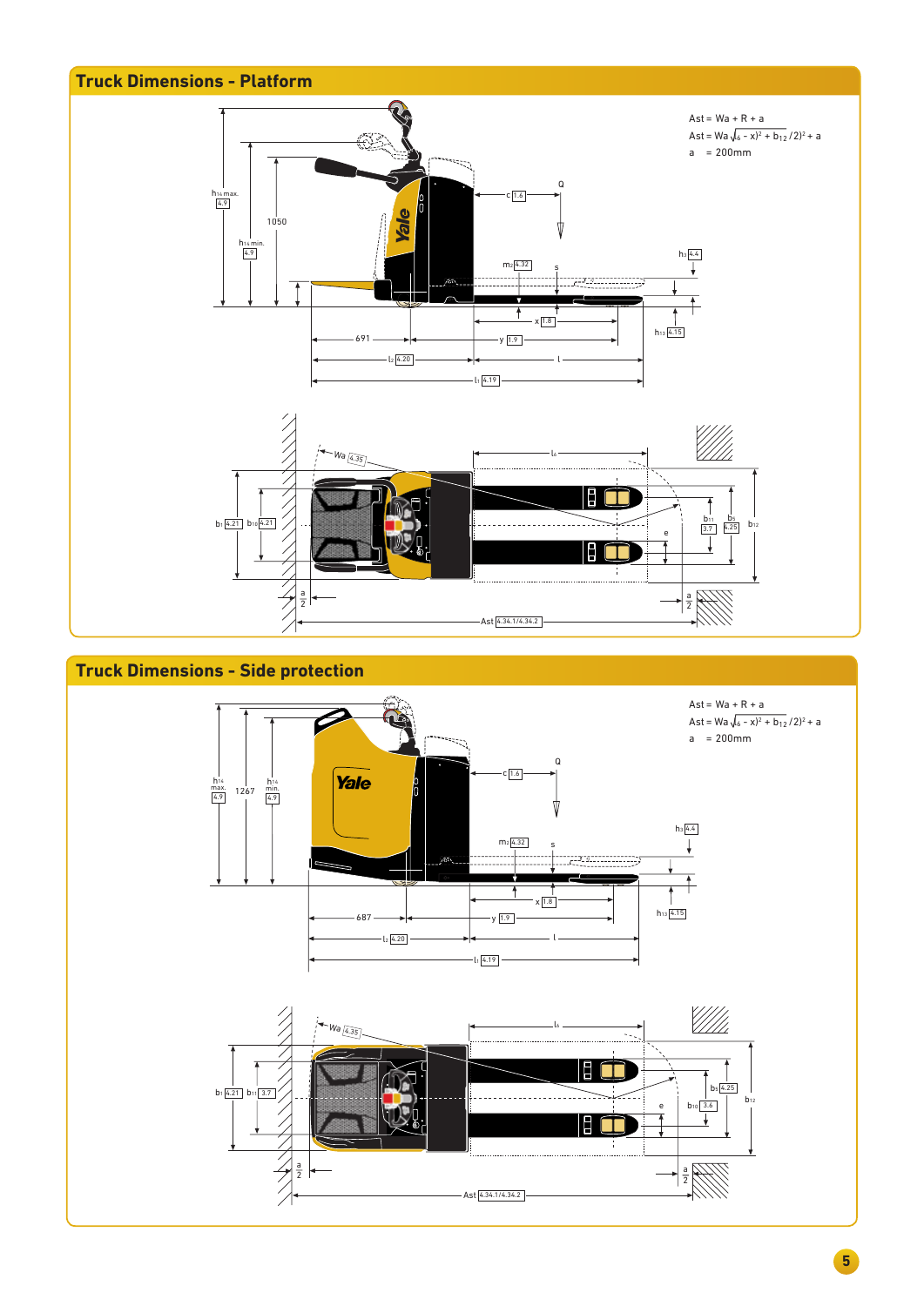## Truck Dimensions - Platform

Ast = Wa + R + a

$Ast = Wa\sqrt{(l_6 - x)^2 + (b_{12}/2)^2} + a$

a = 200mm

h14 max. 4.9 | h14 min. 4.9 | 1050 | c 1.6 | Q | h3 4.4 | m2 4.32 | s | x 1.8 | h13 4.15 | 691 | y 1.9 | l2 4.20 | l | l1 4.19

Wa 4.35 | l6 | b1 4.21 | b10 4.21 | b11 3.7 | b5 4.25 | b12 | e | a/2 | Ast 4.34.1/4.34.2

## Truck Dimensions - Side protection

Ast = Wa + R + a

$Ast = Wa\sqrt{(l_6 - x)^2 + (b_{12}/2)^2} + a$

a = 200mm

h14 max. 4.9 | 1267 | h14 min. 4.9 | c 1.6 | Q | h3 4.4 | m2 4.32 | s | x 1.8 | h13 4.15 | 687 | y 1.9 | l2 4.20 | l | l1 4.19

Wa 4.35 | l6 | b1 4.21 | b11 3.7 | b5 4.25 | b10 3.6 | b12 | e | a/2 | Ast 4.34.1/4.34.2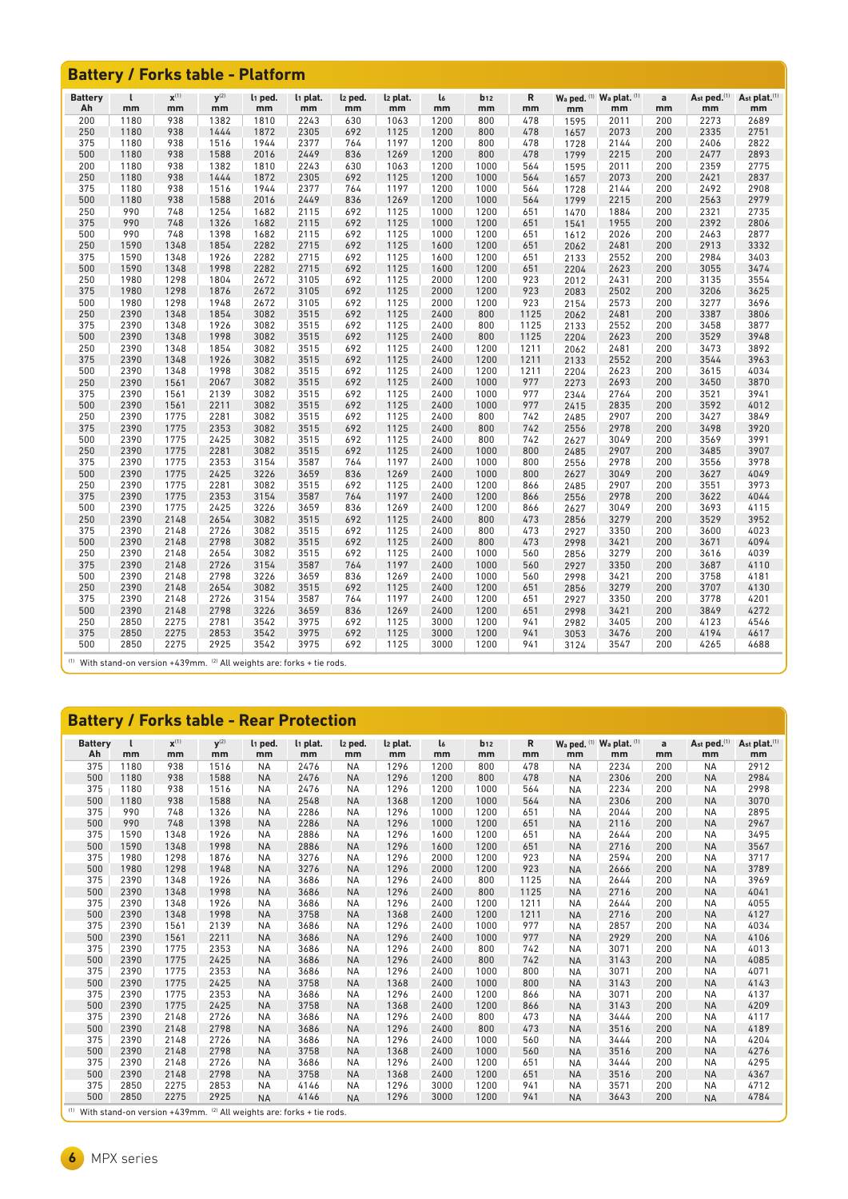## Battery / Forks table - Platform

| Battery Ah | l mm | x[1] mm | y[2] mm | $l_1$ ped. mm | $l_1$ plat. mm | $l_2$ ped. mm | $l_2$ plat. mm | $l_6$ mm | $b_{12}$ mm | R mm | $W_a$ ped. [1] mm | $W_a$ plat. [1] mm | a mm | $A_{st}$ ped.[1] mm | $A_{st}$ plat.[1] mm |
|---|---|---|---|---|---|---|---|---|---|---|---|---|---|---|---|
| 200 | 1180 | 938 | 1382 | 1810 | 2243 | 630 | 1063 | 1200 | 800 | 478 | 1595 | 2011 | 200 | 2273 | 2689 |
| 250 | 1180 | 938 | 1444 | 1872 | 2305 | 692 | 1125 | 1200 | 800 | 478 | 1657 | 2073 | 200 | 2335 | 2751 |
| 375 | 1180 | 938 | 1516 | 1944 | 2377 | 764 | 1197 | 1200 | 800 | 478 | 1728 | 2144 | 200 | 2406 | 2822 |
| 500 | 1180 | 938 | 1588 | 2016 | 2449 | 836 | 1269 | 1200 | 800 | 478 | 1799 | 2215 | 200 | 2477 | 2893 |
| 200 | 1180 | 938 | 1382 | 1810 | 2243 | 630 | 1063 | 1200 | 1000 | 564 | 1595 | 2011 | 200 | 2359 | 2775 |
| 250 | 1180 | 938 | 1444 | 1872 | 2305 | 692 | 1125 | 1200 | 1000 | 564 | 1657 | 2073 | 200 | 2421 | 2837 |
| 375 | 1180 | 938 | 1516 | 1944 | 2377 | 764 | 1197 | 1200 | 1000 | 564 | 1728 | 2144 | 200 | 2492 | 2908 |
| 500 | 1180 | 938 | 1588 | 2016 | 2449 | 836 | 1269 | 1200 | 1000 | 564 | 1799 | 2215 | 200 | 2563 | 2979 |
| 250 | 990 | 748 | 1254 | 1682 | 2115 | 692 | 1125 | 1000 | 1200 | 651 | 1470 | 1884 | 200 | 2321 | 2735 |
| 375 | 990 | 748 | 1326 | 1682 | 2115 | 692 | 1125 | 1000 | 1200 | 651 | 1541 | 1955 | 200 | 2392 | 2806 |
| 500 | 990 | 748 | 1398 | 1682 | 2115 | 692 | 1125 | 1000 | 1200 | 651 | 1612 | 2026 | 200 | 2463 | 2877 |
| 250 | 1590 | 1348 | 1854 | 2282 | 2715 | 692 | 1125 | 1600 | 1200 | 651 | 2062 | 2481 | 200 | 2913 | 3332 |
| 375 | 1590 | 1348 | 1926 | 2282 | 2715 | 692 | 1125 | 1600 | 1200 | 651 | 2133 | 2552 | 200 | 2984 | 3403 |
| 500 | 1590 | 1348 | 1998 | 2282 | 2715 | 692 | 1125 | 1600 | 1200 | 651 | 2204 | 2623 | 200 | 3055 | 3474 |
| 250 | 1980 | 1298 | 1804 | 2672 | 3105 | 692 | 1125 | 2000 | 1200 | 923 | 2012 | 2431 | 200 | 3135 | 3554 |
| 375 | 1980 | 1298 | 1876 | 2672 | 3105 | 692 | 1125 | 2000 | 1200 | 923 | 2083 | 2502 | 200 | 3206 | 3625 |
| 500 | 1980 | 1298 | 1948 | 2672 | 3105 | 692 | 1125 | 2000 | 1200 | 923 | 2154 | 2573 | 200 | 3277 | 3696 |
| 250 | 2390 | 1348 | 1854 | 3082 | 3515 | 692 | 1125 | 2400 | 800 | 1125 | 2062 | 2481 | 200 | 3387 | 3806 |
| 375 | 2390 | 1348 | 1926 | 3082 | 3515 | 692 | 1125 | 2400 | 800 | 1125 | 2133 | 2552 | 200 | 3458 | 3877 |
| 500 | 2390 | 1348 | 1998 | 3082 | 3515 | 692 | 1125 | 2400 | 800 | 1125 | 2204 | 2623 | 200 | 3529 | 3948 |
| 250 | 2390 | 1348 | 1854 | 3082 | 3515 | 692 | 1125 | 2400 | 1200 | 1211 | 2062 | 2481 | 200 | 3473 | 3892 |
| 375 | 2390 | 1348 | 1926 | 3082 | 3515 | 692 | 1125 | 2400 | 1200 | 1211 | 2133 | 2552 | 200 | 3544 | 3963 |
| 500 | 2390 | 1348 | 1998 | 3082 | 3515 | 692 | 1125 | 2400 | 1200 | 1211 | 2204 | 2623 | 200 | 3615 | 4034 |
| 250 | 2390 | 1561 | 2067 | 3082 | 3515 | 692 | 1125 | 2400 | 1000 | 977 | 2273 | 2693 | 200 | 3450 | 3870 |
| 375 | 2390 | 1561 | 2139 | 3082 | 3515 | 692 | 1125 | 2400 | 1000 | 977 | 2344 | 2764 | 200 | 3521 | 3941 |
| 500 | 2390 | 1561 | 2211 | 3082 | 3515 | 692 | 1125 | 2400 | 1000 | 977 | 2415 | 2835 | 200 | 3592 | 4012 |
| 250 | 2390 | 1775 | 2281 | 3082 | 3515 | 692 | 1125 | 2400 | 800 | 742 | 2485 | 2907 | 200 | 3427 | 3849 |
| 375 | 2390 | 1775 | 2353 | 3082 | 3515 | 692 | 1125 | 2400 | 800 | 742 | 2556 | 2978 | 200 | 3498 | 3920 |
| 500 | 2390 | 1775 | 2425 | 3082 | 3515 | 692 | 1125 | 2400 | 800 | 742 | 2627 | 3049 | 200 | 3569 | 3991 |
| 250 | 2390 | 1775 | 2281 | 3082 | 3515 | 692 | 1125 | 2400 | 1000 | 800 | 2485 | 2907 | 200 | 3485 | 3907 |
| 375 | 2390 | 1775 | 2353 | 3154 | 3587 | 764 | 1197 | 2400 | 1000 | 800 | 2556 | 2978 | 200 | 3556 | 3978 |
| 500 | 2390 | 1775 | 2425 | 3226 | 3659 | 836 | 1269 | 2400 | 1000 | 800 | 2627 | 3049 | 200 | 3627 | 4049 |
| 250 | 2390 | 1775 | 2281 | 3082 | 3515 | 692 | 1125 | 2400 | 1200 | 866 | 2485 | 2907 | 200 | 3551 | 3973 |
| 375 | 2390 | 1775 | 2353 | 3154 | 3587 | 764 | 1197 | 2400 | 1200 | 866 | 2556 | 2978 | 200 | 3622 | 4044 |
| 500 | 2390 | 1775 | 2425 | 3226 | 3659 | 836 | 1269 | 2400 | 1200 | 866 | 2627 | 3049 | 200 | 3693 | 4115 |
| 250 | 2390 | 2148 | 2654 | 3082 | 3515 | 692 | 1125 | 2400 | 800 | 473 | 2856 | 3279 | 200 | 3529 | 3952 |
| 375 | 2390 | 2148 | 2726 | 3082 | 3515 | 692 | 1125 | 2400 | 800 | 473 | 2927 | 3350 | 200 | 3600 | 4023 |
| 500 | 2390 | 2148 | 2798 | 3082 | 3515 | 692 | 1125 | 2400 | 800 | 473 | 2998 | 3421 | 200 | 3671 | 4094 |
| 250 | 2390 | 2148 | 2654 | 3082 | 3515 | 692 | 1125 | 2400 | 1000 | 560 | 2856 | 3279 | 200 | 3616 | 4039 |
| 375 | 2390 | 2148 | 2726 | 3154 | 3587 | 764 | 1197 | 2400 | 1000 | 560 | 2927 | 3350 | 200 | 3687 | 4110 |
| 500 | 2390 | 2148 | 2798 | 3226 | 3659 | 836 | 1269 | 2400 | 1000 | 560 | 2998 | 3421 | 200 | 3758 | 4181 |
| 250 | 2390 | 2148 | 2654 | 3082 | 3515 | 692 | 1125 | 2400 | 1200 | 651 | 2856 | 3279 | 200 | 3707 | 4130 |
| 375 | 2390 | 2148 | 2726 | 3154 | 3587 | 764 | 1197 | 2400 | 1200 | 651 | 2927 | 3350 | 200 | 3778 | 4201 |
| 500 | 2390 | 2148 | 2798 | 3226 | 3659 | 836 | 1269 | 2400 | 1200 | 651 | 2998 | 3421 | 200 | 3849 | 4272 |
| 250 | 2850 | 2275 | 2781 | 3542 | 3975 | 692 | 1125 | 3000 | 1200 | 941 | 2982 | 3405 | 200 | 4123 | 4546 |
| 375 | 2850 | 2275 | 2853 | 3542 | 3975 | 692 | 1125 | 3000 | 1200 | 941 | 3053 | 3476 | 200 | 4194 | 4617 |
| 500 | 2850 | 2275 | 2925 | 3542 | 3975 | 692 | 1125 | 3000 | 1200 | 941 | 3124 | 3547 | 200 | 4265 | 4688 |

[1] With stand-on version +439mm. [2] All weights are: forks + tie rods.

## Battery / Forks table - Rear Protection

| Battery Ah | l mm | x[1] mm | y[2] mm | $l_1$ ped. mm | $l_1$ plat. mm | $l_2$ ped. mm | $l_2$ plat. mm | $l_6$ mm | $b_{12}$ mm | R mm | $W_a$ ped. [1] mm | $W_a$ plat. [1] mm | a mm | $A_{st}$ ped.[1] mm | $A_{st}$ plat.[1] mm |
|---|---|---|---|---|---|---|---|---|---|---|---|---|---|---|---|
| 375 | 1180 | 938 | 1516 | NA | 2476 | NA | 1296 | 1200 | 800 | 478 | NA | 2234 | 200 | NA | 2912 |
| 500 | 1180 | 938 | 1588 | NA | 2476 | NA | 1296 | 1200 | 800 | 478 | NA | 2306 | 200 | NA | 2984 |
| 375 | 1180 | 938 | 1516 | NA | 2476 | NA | 1296 | 1200 | 1000 | 564 | NA | 2234 | 200 | NA | 2998 |
| 500 | 1180 | 938 | 1588 | NA | 2548 | NA | 1368 | 1200 | 1000 | 564 | NA | 2306 | 200 | NA | 3070 |
| 375 | 990 | 748 | 1326 | NA | 2286 | NA | 1296 | 1000 | 1200 | 651 | NA | 2044 | 200 | NA | 2895 |
| 500 | 990 | 748 | 1398 | NA | 2286 | NA | 1296 | 1000 | 1200 | 651 | NA | 2116 | 200 | NA | 2967 |
| 375 | 1590 | 1348 | 1926 | NA | 2886 | NA | 1296 | 1600 | 1200 | 651 | NA | 2644 | 200 | NA | 3495 |
| 500 | 1590 | 1348 | 1998 | NA | 2886 | NA | 1296 | 1600 | 1200 | 651 | NA | 2716 | 200 | NA | 3567 |
| 375 | 1980 | 1298 | 1876 | NA | 3276 | NA | 1296 | 2000 | 1200 | 923 | NA | 2594 | 200 | NA | 3717 |
| 500 | 1980 | 1298 | 1948 | NA | 3276 | NA | 1296 | 2000 | 1200 | 923 | NA | 2666 | 200 | NA | 3789 |
| 375 | 2390 | 1348 | 1926 | NA | 3686 | NA | 1296 | 2400 | 800 | 1125 | NA | 2644 | 200 | NA | 3969 |
| 500 | 2390 | 1348 | 1998 | NA | 3686 | NA | 1296 | 2400 | 800 | 1125 | NA | 2716 | 200 | NA | 4041 |
| 375 | 2390 | 1348 | 1926 | NA | 3686 | NA | 1296 | 2400 | 1200 | 1211 | NA | 2644 | 200 | NA | 4055 |
| 500 | 2390 | 1348 | 1998 | NA | 3758 | NA | 1368 | 2400 | 1200 | 1211 | NA | 2716 | 200 | NA | 4127 |
| 375 | 2390 | 1561 | 2139 | NA | 3686 | NA | 1296 | 2400 | 1000 | 977 | NA | 2857 | 200 | NA | 4034 |
| 500 | 2390 | 1561 | 2211 | NA | 3686 | NA | 1296 | 2400 | 1000 | 977 | NA | 2929 | 200 | NA | 4106 |
| 375 | 2390 | 1775 | 2353 | NA | 3686 | NA | 1296 | 2400 | 800 | 742 | NA | 3071 | 200 | NA | 4013 |
| 500 | 2390 | 1775 | 2425 | NA | 3686 | NA | 1296 | 2400 | 800 | 742 | NA | 3143 | 200 | NA | 4085 |
| 375 | 2390 | 1775 | 2353 | NA | 3686 | NA | 1296 | 2400 | 1000 | 800 | NA | 3071 | 200 | NA | 4071 |
| 500 | 2390 | 1775 | 2425 | NA | 3758 | NA | 1368 | 2400 | 1000 | 800 | NA | 3143 | 200 | NA | 4143 |
| 375 | 2390 | 1775 | 2353 | NA | 3686 | NA | 1296 | 2400 | 1200 | 866 | NA | 3071 | 200 | NA | 4137 |
| 500 | 2390 | 1775 | 2425 | NA | 3758 | NA | 1368 | 2400 | 1200 | 866 | NA | 3143 | 200 | NA | 4209 |
| 375 | 2390 | 2148 | 2726 | NA | 3686 | NA | 1296 | 2400 | 800 | 473 | NA | 3444 | 200 | NA | 4117 |
| 500 | 2390 | 2148 | 2798 | NA | 3686 | NA | 1296 | 2400 | 800 | 473 | NA | 3516 | 200 | NA | 4189 |
| 375 | 2390 | 2148 | 2726 | NA | 3686 | NA | 1296 | 2400 | 1000 | 560 | NA | 3444 | 200 | NA | 4204 |
| 500 | 2390 | 2148 | 2798 | NA | 3758 | NA | 1368 | 2400 | 1000 | 560 | NA | 3516 | 200 | NA | 4276 |
| 375 | 2390 | 2148 | 2726 | NA | 3686 | NA | 1296 | 2400 | 1200 | 651 | NA | 3444 | 200 | NA | 4295 |
| 500 | 2390 | 2148 | 2798 | NA | 3758 | NA | 1368 | 2400 | 1200 | 651 | NA | 3516 | 200 | NA | 4367 |
| 375 | 2850 | 2275 | 2853 | NA | 4146 | NA | 1296 | 3000 | 1200 | 941 | NA | 3571 | 200 | NA | 4712 |
| 500 | 2850 | 2275 | 2925 | NA | 4146 | NA | 1296 | 3000 | 1200 | 941 | NA | 3643 | 200 | NA | 4784 |

[1] With stand-on version +439mm. [2] All weights are: forks + tie rods.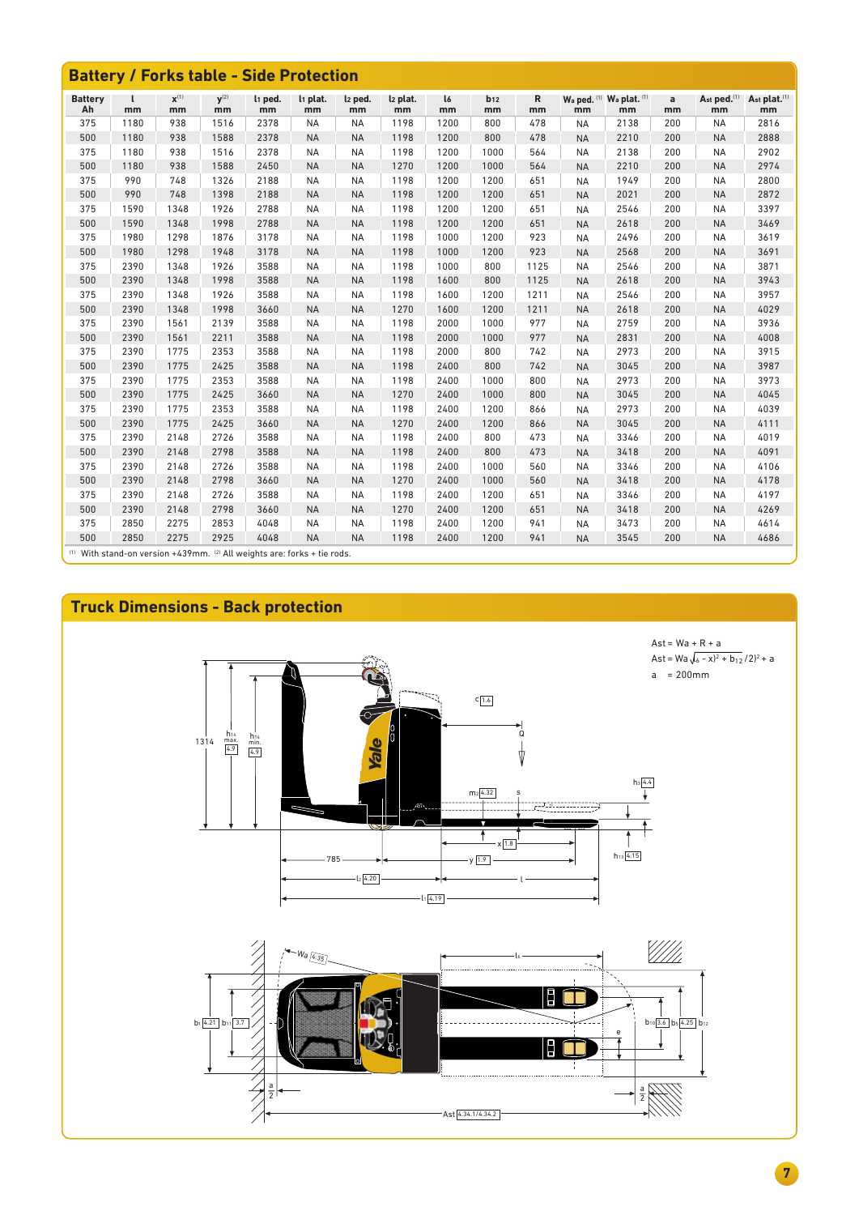## Battery / Forks table - Side Protection

| Battery Ah | l mm | x[1] mm | y[2] mm | $l_1$ ped. mm | $l_1$ plat. mm | $l_2$ ped. mm | $l_2$ plat. mm | $l_6$ mm | $b_{12}$ mm | R mm | $W_a$ ped. [1] mm | $W_a$ plat. [1] mm | a mm | $A_{st}$ ped.[1] mm | $A_{st}$ plat.[1] mm |
|---|---|---|---|---|---|---|---|---|---|---|---|---|---|---|---|
| 375 | 1180 | 938 | 1516 | 2378 | NA | NA | 1198 | 1200 | 800 | 478 | NA | 2138 | 200 | NA | 2816 |
| 500 | 1180 | 938 | 1588 | 2378 | NA | NA | 1198 | 1200 | 800 | 478 | NA | 2210 | 200 | NA | 2888 |
| 375 | 1180 | 938 | 1516 | 2378 | NA | NA | 1198 | 1200 | 1000 | 564 | NA | 2138 | 200 | NA | 2902 |
| 500 | 1180 | 938 | 1588 | 2450 | NA | NA | 1270 | 1200 | 1000 | 564 | NA | 2210 | 200 | NA | 2974 |
| 375 | 990 | 748 | 1326 | 2188 | NA | NA | 1198 | 1200 | 1200 | 651 | NA | 1949 | 200 | NA | 2800 |
| 500 | 990 | 748 | 1398 | 2188 | NA | NA | 1198 | 1200 | 1200 | 651 | NA | 2021 | 200 | NA | 2872 |
| 375 | 1590 | 1348 | 1926 | 2788 | NA | NA | 1198 | 1200 | 1200 | 651 | NA | 2546 | 200 | NA | 3397 |
| 500 | 1590 | 1348 | 1998 | 2788 | NA | NA | 1198 | 1200 | 1200 | 651 | NA | 2618 | 200 | NA | 3469 |
| 375 | 1980 | 1298 | 1876 | 3178 | NA | NA | 1198 | 1000 | 1200 | 923 | NA | 2496 | 200 | NA | 3619 |
| 500 | 1980 | 1298 | 1948 | 3178 | NA | NA | 1198 | 1000 | 1200 | 923 | NA | 2568 | 200 | NA | 3691 |
| 375 | 2390 | 1348 | 1926 | 3588 | NA | NA | 1198 | 1000 | 800 | 1125 | NA | 2546 | 200 | NA | 3871 |
| 500 | 2390 | 1348 | 1998 | 3588 | NA | NA | 1198 | 1600 | 800 | 1125 | NA | 2618 | 200 | NA | 3943 |
| 375 | 2390 | 1348 | 1926 | 3588 | NA | NA | 1198 | 1600 | 1200 | 1211 | NA | 2546 | 200 | NA | 3957 |
| 500 | 2390 | 1348 | 1998 | 3660 | NA | NA | 1270 | 1600 | 1200 | 1211 | NA | 2618 | 200 | NA | 4029 |
| 375 | 2390 | 1561 | 2139 | 3588 | NA | NA | 1198 | 2000 | 1000 | 977 | NA | 2759 | 200 | NA | 3936 |
| 500 | 2390 | 1561 | 2211 | 3588 | NA | NA | 1198 | 2000 | 1000 | 977 | NA | 2831 | 200 | NA | 4008 |
| 375 | 2390 | 1775 | 2353 | 3588 | NA | NA | 1198 | 2000 | 800 | 742 | NA | 2973 | 200 | NA | 3915 |
| 500 | 2390 | 1775 | 2425 | 3588 | NA | NA | 1198 | 2400 | 800 | 742 | NA | 3045 | 200 | NA | 3987 |
| 375 | 2390 | 1775 | 2353 | 3588 | NA | NA | 1198 | 2400 | 1000 | 800 | NA | 2973 | 200 | NA | 3973 |
| 500 | 2390 | 1775 | 2425 | 3660 | NA | NA | 1270 | 2400 | 1000 | 800 | NA | 3045 | 200 | NA | 4045 |
| 375 | 2390 | 1775 | 2353 | 3588 | NA | NA | 1198 | 2400 | 1200 | 866 | NA | 2973 | 200 | NA | 4039 |
| 500 | 2390 | 1775 | 2425 | 3660 | NA | NA | 1270 | 2400 | 1200 | 866 | NA | 3045 | 200 | NA | 4111 |
| 375 | 2390 | 2148 | 2726 | 3588 | NA | NA | 1198 | 2400 | 800 | 473 | NA | 3346 | 200 | NA | 4019 |
| 500 | 2390 | 2148 | 2798 | 3588 | NA | NA | 1198 | 2400 | 800 | 473 | NA | 3418 | 200 | NA | 4091 |
| 375 | 2390 | 2148 | 2726 | 3588 | NA | NA | 1198 | 2400 | 1000 | 560 | NA | 3346 | 200 | NA | 4106 |
| 500 | 2390 | 2148 | 2798 | 3660 | NA | NA | 1270 | 2400 | 1000 | 560 | NA | 3418 | 200 | NA | 4178 |
| 375 | 2390 | 2148 | 2726 | 3588 | NA | NA | 1198 | 2400 | 1200 | 651 | NA | 3346 | 200 | NA | 4197 |
| 500 | 2390 | 2148 | 2798 | 3660 | NA | NA | 1270 | 2400 | 1200 | 651 | NA | 3418 | 200 | NA | 4269 |
| 375 | 2850 | 2275 | 2853 | 4048 | NA | NA | 1198 | 2400 | 1200 | 941 | NA | 3473 | 200 | NA | 4614 |
| 500 | 2850 | 2275 | 2925 | 4048 | NA | NA | 1198 | 2400 | 1200 | 941 | NA | 3545 | 200 | NA | 4686 |

(1) With stand-on version +439mm. (2) All weights are: forks + tie rods.

## Truck Dimensions - Back protection

$A_{st} = W_a + R + a$

$A_{st} = W_a \sqrt{(l_6 - x)^2 + (b_{12}/2)^2} + a$

a = 200mm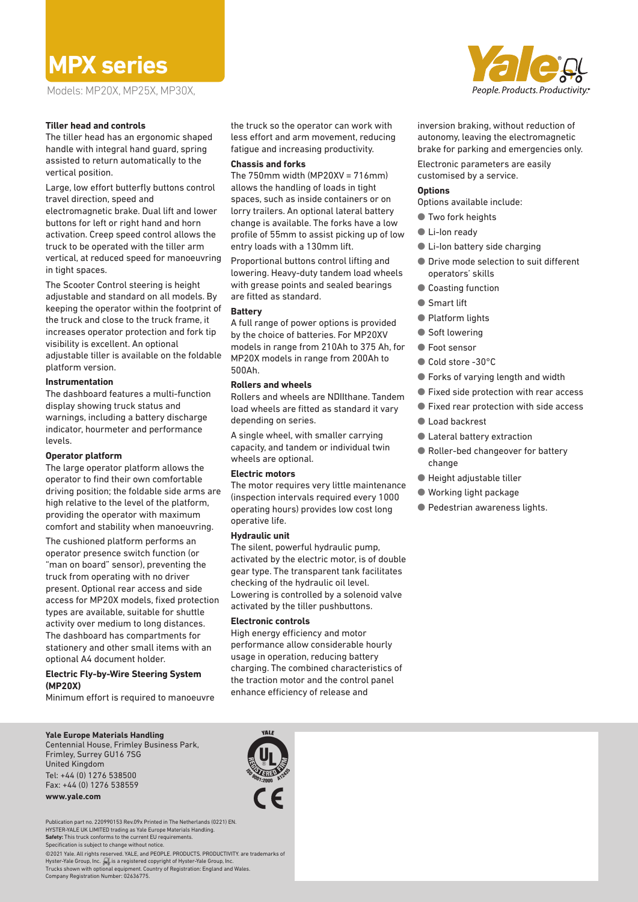# MPX series

Models: MP20X, MP25X, MP30X,

People. Products. Productivity.

### Tiller head and controls

The tiller head has an ergonomic shaped handle with integral hand guard, spring assisted to return automatically to the vertical position.

Large, low effort butterfly buttons control travel direction, speed and electromagnetic brake. Dual lift and lower buttons for left or right hand and horn activation. Creep speed control allows the truck to be operated with the tiller arm vertical, at reduced speed for manoeuvring in tight spaces.

The Scooter Control steering is height adjustable and standard on all models. By keeping the operator within the footprint of the truck and close to the truck frame, it increases operator protection and fork tip visibility is excellent. An optional adjustable tiller is available on the foldable platform version.

### Instrumentation

The dashboard features a multi-function display showing truck status and warnings, including a battery discharge indicator, hourmeter and performance levels.

### Operator platform

The large operator platform allows the operator to find their own comfortable driving position; the foldable side arms are high relative to the level of the platform, providing the operator with maximum comfort and stability when manoeuvring.

The cushioned platform performs an operator presence switch function (or "man on board" sensor), preventing the truck from operating with no driver present. Optional rear access and side access for MP20X models, fixed protection types are available, suitable for shuttle activity over medium to long distances. The dashboard has compartments for stationery and other small items with an optional A4 document holder.

### Electric Fly-by-Wire Steering System (MP20X)

Minimum effort is required to manoeuvre the truck so the operator can work with less effort and arm movement, reducing fatigue and increasing productivity.

### Chassis and forks

The 750mm width (MP20XV = 716mm) allows the handling of loads in tight spaces, such as inside containers or on lorry trailers. An optional lateral battery change is available. The forks have a low profile of 55mm to assist picking up of low entry loads with a 130mm lift.

Proportional buttons control lifting and lowering. Heavy-duty tandem load wheels with grease points and sealed bearings are fitted as standard.

### Battery

A full range of power options is provided by the choice of batteries. For MP20XV models in range from 210Ah to 375 Ah, for MP20X models in range from 200Ah to 500Ah.

### Rollers and wheels

Rollers and wheels are NDIIthane. Tandem load wheels are fitted as standard it vary depending on series.

A single wheel, with smaller carrying capacity, and tandem or individual twin wheels are optional.

### Electric motors

The motor requires very little maintenance (inspection intervals required every 1000 operating hours) provides low cost long operative life.

### Hydraulic unit

The silent, powerful hydraulic pump, activated by the electric motor, is of double gear type. The transparent tank facilitates checking of the hydraulic oil level. Lowering is controlled by a solenoid valve activated by the tiller pushbuttons.

### Electronic controls

High energy efficiency and motor performance allow considerable hourly usage in operation, reducing battery charging. The combined characteristics of the traction motor and the control panel enhance efficiency of release and inversion braking, without reduction of autonomy, leaving the electromagnetic brake for parking and emergencies only.

Electronic parameters are easily customised by a service.

### Options

Options available include:

- Two fork heights
- Li-Ion ready
- Li-Ion battery side charging
- Drive mode selection to suit different operators' skills
- Coasting function
- Smart lift
- Platform lights
- Soft lowering
- Foot sensor
- Cold store -30°C
- Forks of varying length and width
- Fixed side protection with rear access
- Fixed rear protection with side access
- Load backrest
- Lateral battery extraction
- Roller-bed changeover for battery change
- Height adjustable tiller
- Working light package
- Pedestrian awareness lights.

**Yale Europe Materials Handling**
Centennial House, Frimley Business Park,
Frimley, Surrey GU16 7SG
United Kingdom
Tel: +44 (0) 1276 538500
Fax: +44 (0) 1276 538559
**www.yale.com**

Publication part no. 220990153 Rev.09x Printed in The Netherlands (0221) EN.
HYSTER-YALE UK LIMITED trading as Yale Europe Materials Handling.
**Safety:** This truck conforms to the current EU requirements.
Specification is subject to change without notice.
©2021 Yale. All rights reserved. YALE, and PEOPLE. PRODUCTS. PRODUCTIVITY. are trademarks of Hyster-Yale Group, Inc. is a registered copyright of Hyster-Yale Group, Inc.
Trucks shown with optional equipment. Country of Registration: England and Wales.
Company Registration Number: 02636775.